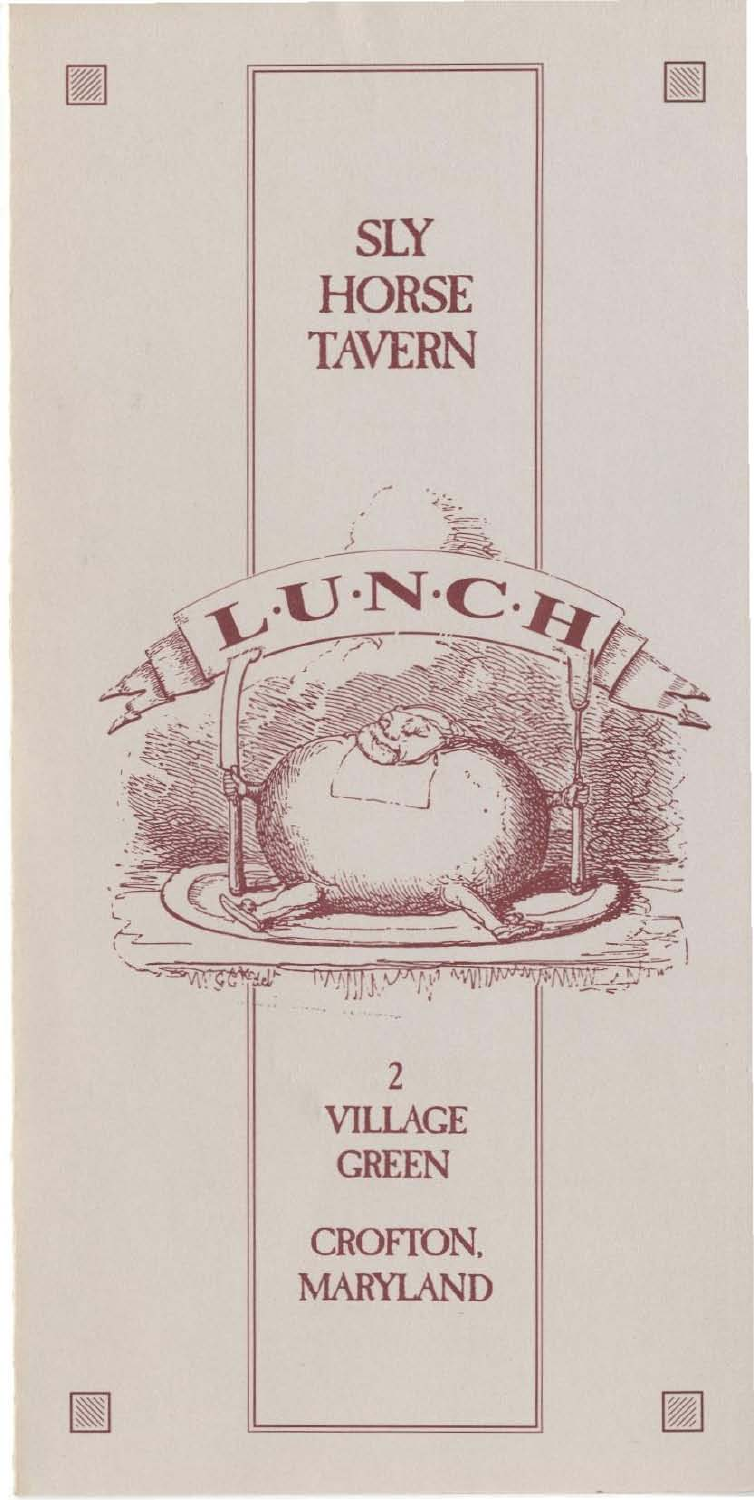# SLY HORSE TAVERN

## L·U·N·C·H

2 VILLAGE GREEN

CROFTON, MARYLAND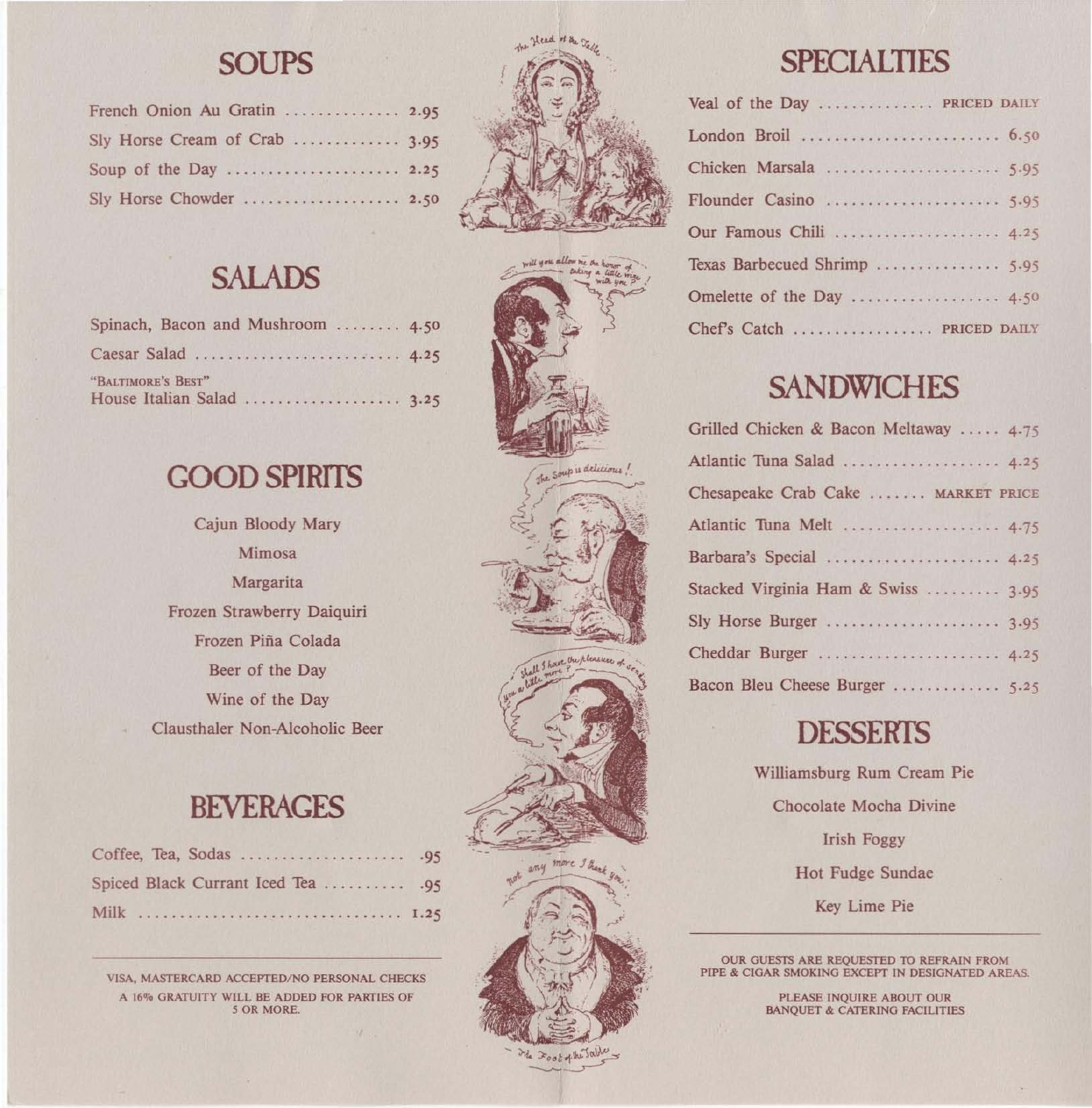## SOUPS

| | |
|---|---|
| French Onion Au Gratin | 2.95 |
| Sly Horse Cream of Crab | 3.95 |
| Soup of the Day | 2.25 |
| Sly Horse Chowder | 2.50 |

## SALADS

| | |
|---|---|
| Spinach, Bacon and Mushroom | 4.50 |
| Caesar Salad | 4.25 |
| "BALTIMORE'S BEST" House Italian Salad | 3.25 |

## GOOD SPIRITS

Cajun Bloody Mary

Mimosa

Margarita

Frozen Strawberry Daiquiri

Frozen Piña Colada

Beer of the Day

Wine of the Day

Clausthaler Non-Alcoholic Beer

## BEVERAGES

| | |
|---|---|
| Coffee, Tea, Sodas | .95 |
| Spiced Black Currant Iced Tea | .95 |
| Milk | 1.25 |

VISA, MASTERCARD ACCEPTED/NO PERSONAL CHECKS

A 16% GRATUITY WILL BE ADDED FOR PARTIES OF 5 OR MORE.

## SPECIALTIES

| | |
|---|---|
| Veal of the Day | PRICED DAILY |
| London Broil | 6.50 |
| Chicken Marsala | 5.95 |
| Flounder Casino | 5.95 |
| Our Famous Chili | 4.25 |
| Texas Barbecued Shrimp | 5.95 |
| Omelette of the Day | 4.50 |
| Chef's Catch | PRICED DAILY |

## SANDWICHES

| | |
|---|---|
| Grilled Chicken & Bacon Meltaway | 4.75 |
| Atlantic Tuna Salad | 4.25 |
| Chesapeake Crab Cake | MARKET PRICE |
| Atlantic Tuna Melt | 4.75 |
| Barbara's Special | 4.25 |
| Stacked Virginia Ham & Swiss | 3.95 |
| Sly Horse Burger | 3.95 |
| Cheddar Burger | 4.25 |
| Bacon Bleu Cheese Burger | 5.25 |

## DESSERTS

Williamsburg Rum Cream Pie

Chocolate Mocha Divine

Irish Foggy

Hot Fudge Sundae

Key Lime Pie

OUR GUESTS ARE REQUESTED TO REFRAIN FROM PIPE & CIGAR SMOKING EXCEPT IN DESIGNATED AREAS.

PLEASE INQUIRE ABOUT OUR BANQUET & CATERING FACILITIES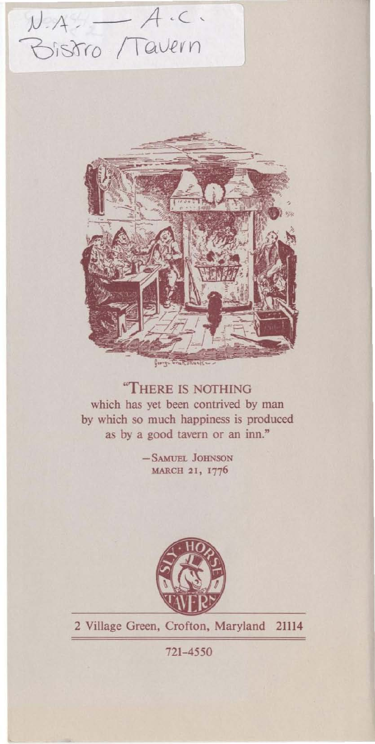N.A. — A.C.
Bistro / Tavern

"THERE IS NOTHING
which has yet been contrived by man
by which so much happiness is produced
as by a good tavern or an inn."

— SAMUEL JOHNSON
MARCH 21, 1776

SLY HORSE TAVERN

2 Village Green, Crofton, Maryland 21114

721-4550